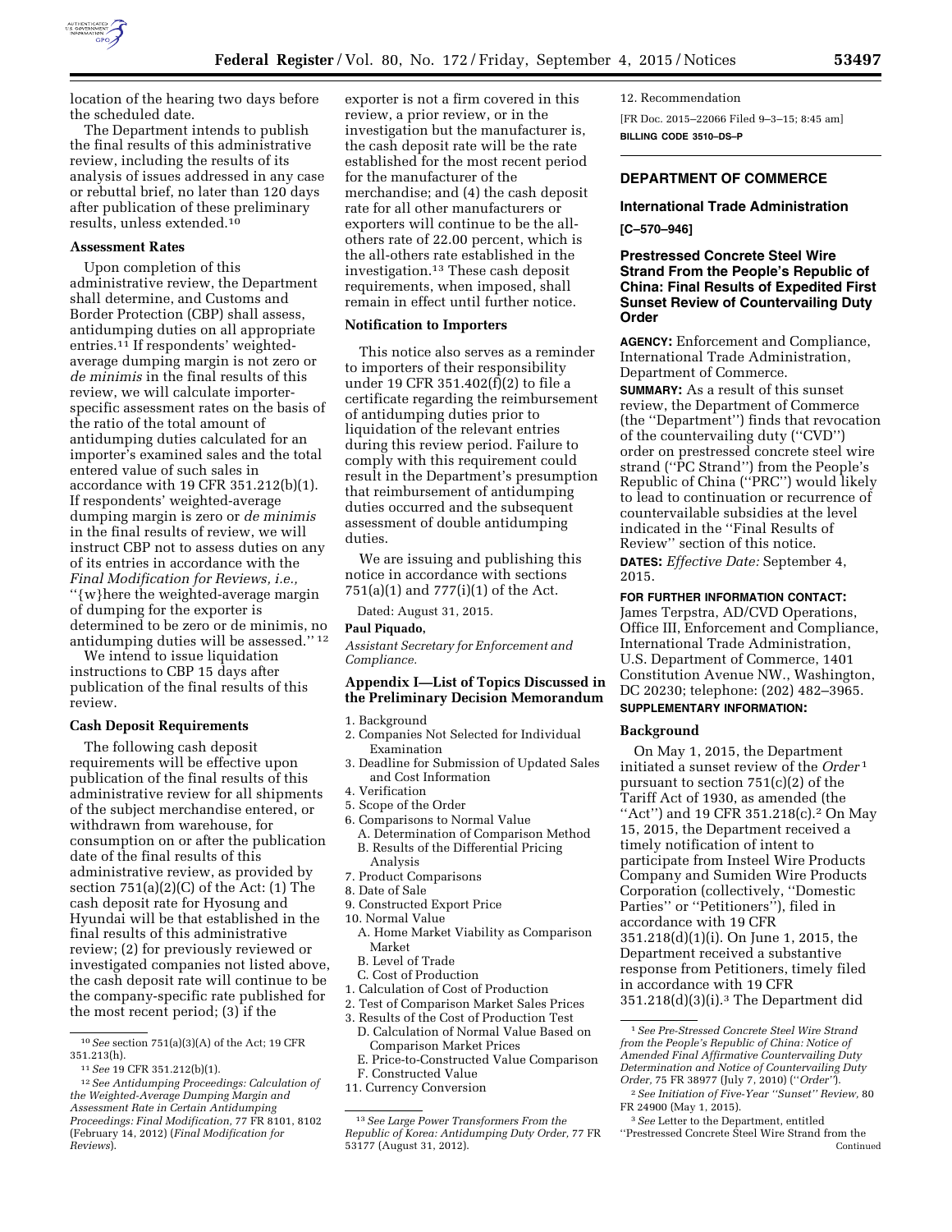location of the hearing two days before the scheduled date.

The Department intends to publish the final results of this administrative review, including the results of its analysis of issues addressed in any case or rebuttal brief, no later than 120 days after publication of these preliminary results, unless extended.[10]

### Assessment Rates

Upon completion of this administrative review, the Department shall determine, and Customs and Border Protection (CBP) shall assess, antidumping duties on all appropriate entries.[11] If respondents' weighted-average dumping margin is not zero or *de minimis* in the final results of this review, we will calculate importer-specific assessment rates on the basis of the ratio of the total amount of antidumping duties calculated for an importer's examined sales and the total entered value of such sales in accordance with 19 CFR 351.212(b)(1). If respondents' weighted-average dumping margin is zero or *de minimis* in the final results of review, we will instruct CBP not to assess duties on any of its entries in accordance with the *Final Modification for Reviews, i.e.,* ''{w}here the weighted-average margin of dumping for the exporter is determined to be zero or de minimis, no antidumping duties will be assessed.'' [12]

We intend to issue liquidation instructions to CBP 15 days after publication of the final results of this review.

### Cash Deposit Requirements

The following cash deposit requirements will be effective upon publication of the final results of this administrative review for all shipments of the subject merchandise entered, or withdrawn from warehouse, for consumption on or after the publication date of the final results of this administrative review, as provided by section 751(a)(2)(C) of the Act: (1) The cash deposit rate for Hyosung and Hyundai will be that established in the final results of this administrative review; (2) for previously reviewed or investigated companies not listed above, the cash deposit rate will continue to be the company-specific rate published for the most recent period; (3) if the exporter is not a firm covered in this review, a prior review, or in the investigation but the manufacturer is, the cash deposit rate will be the rate established for the most recent period for the manufacturer of the merchandise; and (4) the cash deposit rate for all other manufacturers or exporters will continue to be the all-others rate of 22.00 percent, which is the all-others rate established in the investigation.[13] These cash deposit requirements, when imposed, shall remain in effect until further notice.

### Notification to Importers

This notice also serves as a reminder to importers of their responsibility under 19 CFR 351.402(f)(2) to file a certificate regarding the reimbursement of antidumping duties prior to liquidation of the relevant entries during this review period. Failure to comply with this requirement could result in the Department's presumption that reimbursement of antidumping duties occurred and the subsequent assessment of double antidumping duties.

We are issuing and publishing this notice in accordance with sections 751(a)(1) and 777(i)(1) of the Act.

Dated: August 31, 2015.

**Paul Piquado,**

*Assistant Secretary for Enforcement and Compliance.*

### Appendix I—List of Topics Discussed in the Preliminary Decision Memorandum

1. Background
2. Companies Not Selected for Individual Examination
3. Deadline for Submission of Updated Sales and Cost Information
4. Verification
5. Scope of the Order
6. Comparisons to Normal Value
   A. Determination of Comparison Method
   B. Results of the Differential Pricing Analysis
7. Product Comparisons
8. Date of Sale
9. Constructed Export Price
10. Normal Value
    A. Home Market Viability as Comparison Market
    B. Level of Trade
    C. Cost of Production
1. Calculation of Cost of Production
2. Test of Comparison Market Sales Prices
3. Results of the Cost of Production Test
    D. Calculation of Normal Value Based on Comparison Market Prices
    E. Price-to-Constructed Value Comparison
    F. Constructed Value
11. Currency Conversion
12. Recommendation

[FR Doc. 2015–22066 Filed 9–3–15; 8:45 am]

**BILLING CODE 3510–DS–P**

[10] *See* section 751(a)(3)(A) of the Act; 19 CFR 351.213(h).

[11] *See* 19 CFR 351.212(b)(1).

[12] *See Antidumping Proceedings: Calculation of the Weighted-Average Dumping Margin and Assessment Rate in Certain Antidumping Proceedings: Final Modification,* 77 FR 8101, 8102 (February 14, 2012) (*Final Modification for Reviews*).

[13] *See Large Power Transformers From the Republic of Korea: Antidumping Duty Order,* 77 FR 53177 (August 31, 2012).

## DEPARTMENT OF COMMERCE

### International Trade Administration

**[C–570–946]**

### Prestressed Concrete Steel Wire Strand From the People's Republic of China: Final Results of Expedited First Sunset Review of Countervailing Duty Order

**AGENCY:** Enforcement and Compliance, International Trade Administration, Department of Commerce.

**SUMMARY:** As a result of this sunset review, the Department of Commerce (the ''Department'') finds that revocation of the countervailing duty (''CVD'') order on prestressed concrete steel wire strand (''PC Strand'') from the People's Republic of China (''PRC'') would likely to lead to continuation or recurrence of countervailable subsidies at the level indicated in the ''Final Results of Review'' section of this notice.

**DATES:** *Effective Date:* September 4, 2015.

**FOR FURTHER INFORMATION CONTACT:** James Terpstra, AD/CVD Operations, Office III, Enforcement and Compliance, International Trade Administration, U.S. Department of Commerce, 1401 Constitution Avenue NW., Washington, DC 20230; telephone: (202) 482–3965.

**SUPPLEMENTARY INFORMATION:**

### Background

On May 1, 2015, the Department initiated a sunset review of the *Order* [1] pursuant to section 751(c)(2) of the Tariff Act of 1930, as amended (the ''Act'') and 19 CFR 351.218(c).[2] On May 15, 2015, the Department received a timely notification of intent to participate from Insteel Wire Products Company and Sumiden Wire Products Corporation (collectively, ''Domestic Parties'' or ''Petitioners''), filed in accordance with 19 CFR 351.218(d)(1)(i). On June 1, 2015, the Department received a substantive response from Petitioners, timely filed in accordance with 19 CFR 351.218(d)(3)(i).[3] The Department did

[1] *See Pre-Stressed Concrete Steel Wire Strand from the People's Republic of China: Notice of Amended Final Affirmative Countervailing Duty Determination and Notice of Countervailing Duty Order,* 75 FR 38977 (July 7, 2010) (''*Order*'').

[2] *See Initiation of Five-Year ''Sunset'' Review,* 80 FR 24900 (May 1, 2015).

[3] *See* Letter to the Department, entitled ''Prestressed Concrete Steel Wire Strand from the Continued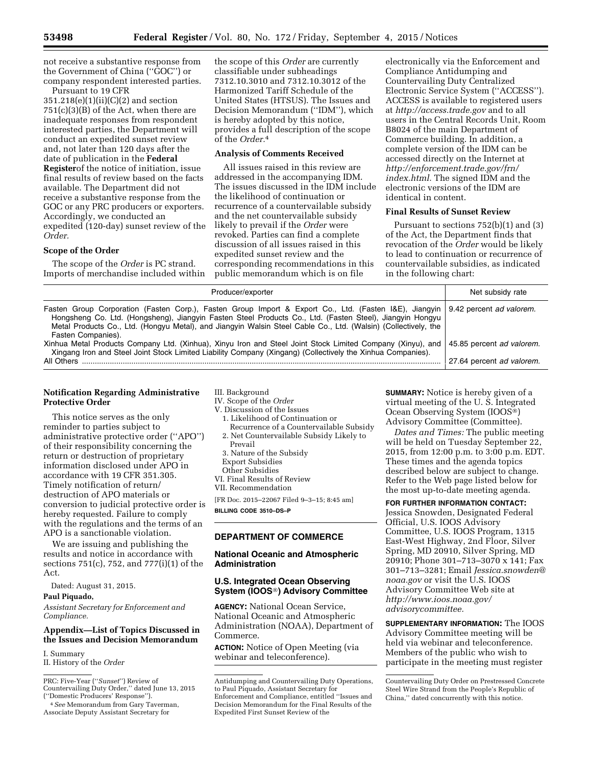not receive a substantive response from the Government of China (''GOC'') or company respondent interested parties.

Pursuant to 19 CFR 351.218(e)(1)(ii)(C)(2) and section 751(c)(3)(B) of the Act, when there are inadequate responses from respondent interested parties, the Department will conduct an expedited sunset review and, not later than 120 days after the date of publication in the **Federal Register** of the notice of initiation, issue final results of review based on the facts available. The Department did not receive a substantive response from the GOC or any PRC producers or exporters. Accordingly, we conducted an expedited (120-day) sunset review of the *Order*.

### Scope of the Order

The scope of the *Order* is PC strand. Imports of merchandise included within the scope of this *Order* are currently classifiable under subheadings 7312.10.3010 and 7312.10.3012 of the Harmonized Tariff Schedule of the United States (HTSUS). The Issues and Decision Memorandum (''IDM''), which is hereby adopted by this notice, provides a full description of the scope of the *Order*.[4]

### Analysis of Comments Received

All issues raised in this review are addressed in the accompanying IDM. The issues discussed in the IDM include the likelihood of continuation or recurrence of a countervailable subsidy and the net countervailable subsidy likely to prevail if the *Order* were revoked. Parties can find a complete discussion of all issues raised in this expedited sunset review and the corresponding recommendations in this public memorandum which is on file electronically via the Enforcement and Compliance Antidumping and Countervailing Duty Centralized Electronic Service System (''ACCESS''). ACCESS is available to registered users at *http://access.trade.gov* and to all users in the Central Records Unit, Room B8024 of the main Department of Commerce building. In addition, a complete version of the IDM can be accessed directly on the Internet at *http://enforcement.trade.gov/frn/index.html.* The signed IDM and the electronic versions of the IDM are identical in content.

### Final Results of Sunset Review

Pursuant to sections 752(b)(1) and (3) of the Act, the Department finds that revocation of the *Order* would be likely to lead to continuation or recurrence of countervailable subsidies, as indicated in the following chart:

| Producer/exporter | Net subsidy rate |
|---|---|
| Fasten Group Corporation (Fasten Corp.), Fasten Group Import & Export Co., Ltd. (Fasten I&E), Jiangyin Hongsheng Co. Ltd. (Hongsheng), Jiangyin Fasten Steel Products Co., Ltd. (Fasten Steel), Jiangyin Hongyu Metal Products Co., Ltd. (Hongyu Metal), and Jiangyin Walsin Steel Cable Co., Ltd. (Walsin) (Collectively, the Fasten Companies). | 9.42 percent *ad valorem.* |
| Xinhua Metal Products Company Ltd. (Xinhua), Xinyu Iron and Steel Joint Stock Limited Company (Xinyu), and Xingang Iron and Steel Joint Stock Limited Liability Company (Xingang) (Collectively the Xinhua Companies). | 45.85 percent *ad valorem.* |
| All Others | 27.64 percent *ad valorem.* |

### Notification Regarding Administrative Protective Order

This notice serves as the only reminder to parties subject to administrative protective order (''APO'') of their responsibility concerning the return or destruction of proprietary information disclosed under APO in accordance with 19 CFR 351.305. Timely notification of return/destruction of APO materials or conversion to judicial protective order is hereby requested. Failure to comply with the regulations and the terms of an APO is a sanctionable violation.

We are issuing and publishing the results and notice in accordance with sections 751(c), 752, and 777(i)(1) of the Act.

Dated: August 31, 2015.

**Paul Piquado,**

*Assistant Secretary for Enforcement and Compliance.*

### Appendix—List of Topics Discussed in the Issues and Decision Memorandum

I. Summary
II. History of the *Order*
III. Background
IV. Scope of the *Order*
V. Discussion of the Issues
1. Likelihood of Continuation or Recurrence of a Countervailable Subsidy
2. Net Countervailable Subsidy Likely to Prevail
3. Nature of the Subsidy
Export Subsidies
Other Subsidies
VI. Final Results of Review
VII. Recommendation

[FR Doc. 2015–22067 Filed 9–3–15; 8:45 am]

**BILLING CODE 3510–DS–P**

PRC: Five-Year (''*Sunset*'') Review of Countervailing Duty Order,'' dated June 13, 2015 (''Domestic Producers' Response'').

[4] *See* Memorandum from Gary Taverman, Associate Deputy Assistant Secretary for Antidumping and Countervailing Duty Operations, to Paul Piquado, Assistant Secretary for Enforcement and Compliance, entitled ''Issues and Decision Memorandum for the Final Results of the Expedited First Sunset Review of the Countervailing Duty Order on Prestressed Concrete Steel Wire Strand from the People's Republic of China,'' dated concurrently with this notice.

## DEPARTMENT OF COMMERCE

### National Oceanic and Atmospheric Administration

### U.S. Integrated Ocean Observing System (IOOS®) Advisory Committee

**AGENCY:** National Ocean Service, National Oceanic and Atmospheric Administration (NOAA), Department of Commerce.

**ACTION:** Notice of Open Meeting (via webinar and teleconference).

**SUMMARY:** Notice is hereby given of a virtual meeting of the U. S. Integrated Ocean Observing System (IOOS®) Advisory Committee (Committee).

*Dates and Times:* The public meeting will be held on Tuesday September 22, 2015, from 12:00 p.m. to 3:00 p.m. EDT. These times and the agenda topics described below are subject to change. Refer to the Web page listed below for the most up-to-date meeting agenda.

**FOR FURTHER INFORMATION CONTACT:** Jessica Snowden, Designated Federal Official, U.S. IOOS Advisory Committee, U.S. IOOS Program, 1315 East-West Highway, 2nd Floor, Silver Spring, MD 20910, Silver Spring, MD 20910; Phone 301–713–3070 x 141; Fax 301–713–3281; Email *Jessica.snowden@noaa.gov* or visit the U.S. IOOS Advisory Committee Web site at *http://www.ioos.noaa.gov/advisorycommittee.*

**SUPPLEMENTARY INFORMATION:** The IOOS Advisory Committee meeting will be held via webinar and teleconference. Members of the public who wish to participate in the meeting must register